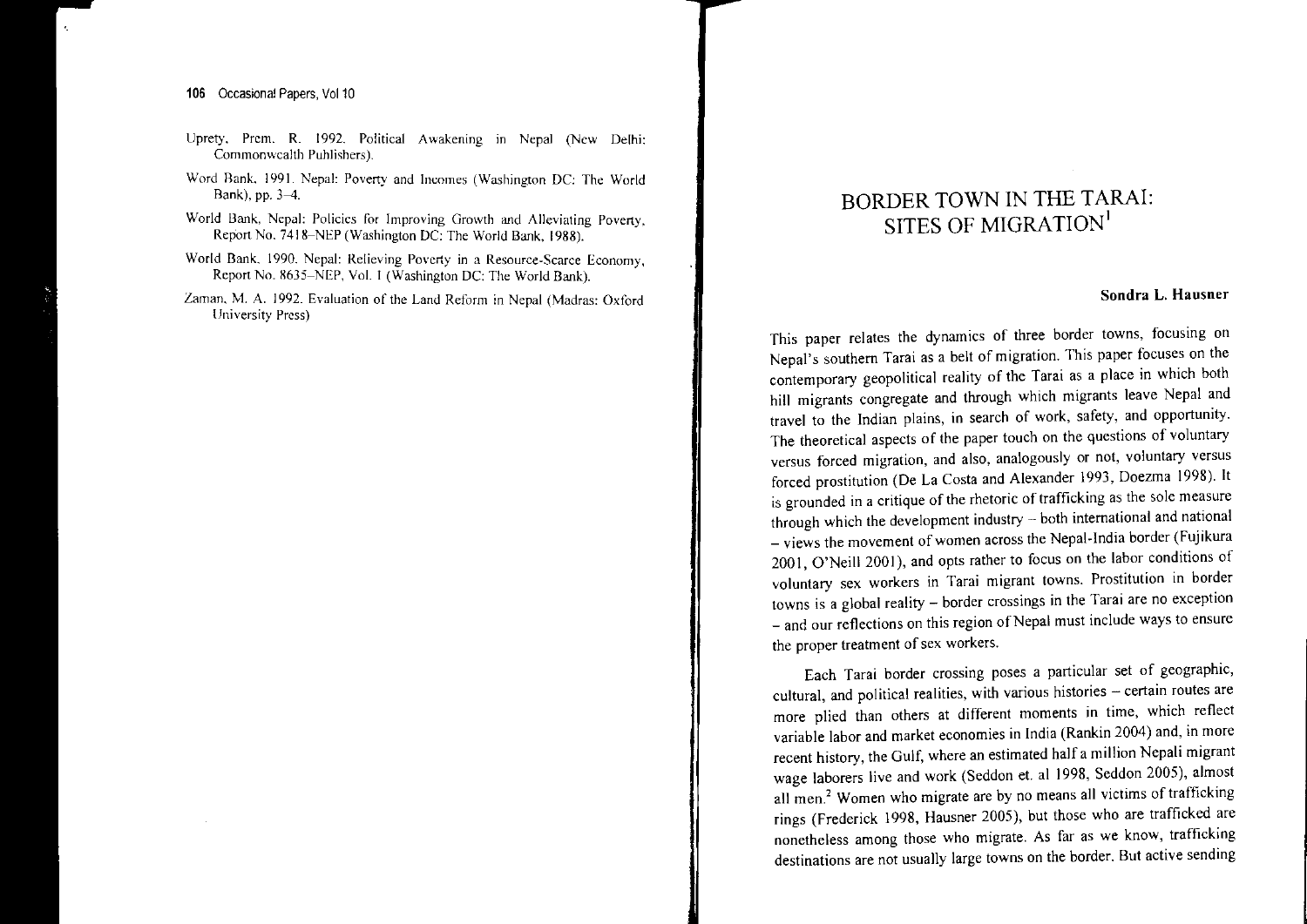- Uprety, Prem. R. 1992. Political Awakening in Nepal (New Delhi: Commonwealth Publishers).
- Word Bank. 1991. Nepal: Poverty and Incomes (Washington DC: The World Bank), pp. 3–4.
- World Bank, Nepal: Policies for Improving Growth and Alleviating Poverty, Report No. 7418–NEP (Washington DC: The World Bank, 1988).
- World Bank. 1990. Nepal: Relieving Poverty in a Resource-Scarce Economy, Report No. 8635–NEP, Vol. I (Washington DC: The World Bank).
- Zaman, M. A. 1992. Evaluation of the Land Reform in Nepal (Madras: Oxford University Press)

# BORDER TOWN IN THE TARAI: SITES OF MIGRATION[1]

**Sondra L. Hausner**

This paper relates the dynamics of three border towns, focusing on Nepal's southern Tarai as a belt of migration. This paper focuses on the contemporary geopolitical reality of the Tarai as a place in which both hill migrants congregate and through which migrants leave Nepal and travel to the Indian plains, in search of work, safety, and opportunity. The theoretical aspects of the paper touch on the questions of voluntary versus forced migration, and also, analogously or not, voluntary versus forced prostitution (De La Costa and Alexander 1993, Doezma 1998). It is grounded in a critique of the rhetoric of trafficking as the sole measure through which the development industry – both international and national – views the movement of women across the Nepal-India border (Fujikura 2001, O'Neill 2001), and opts rather to focus on the labor conditions of voluntary sex workers in Tarai migrant towns. Prostitution in border towns is a global reality – border crossings in the Tarai are no exception – and our reflections on this region of Nepal must include ways to ensure the proper treatment of sex workers.

Each Tarai border crossing poses a particular set of geographic, cultural, and political realities, with various histories – certain routes are more plied than others at different moments in time, which reflect variable labor and market economies in India (Rankin 2004) and, in more recent history, the Gulf, where an estimated half a million Nepali migrant wage laborers live and work (Seddon et. al 1998, Seddon 2005), almost all men.[2] Women who migrate are by no means all victims of trafficking rings (Frederick 1998, Hausner 2005), but those who are trafficked are nonetheless among those who migrate. As far as we know, trafficking destinations are not usually large towns on the border. But active sending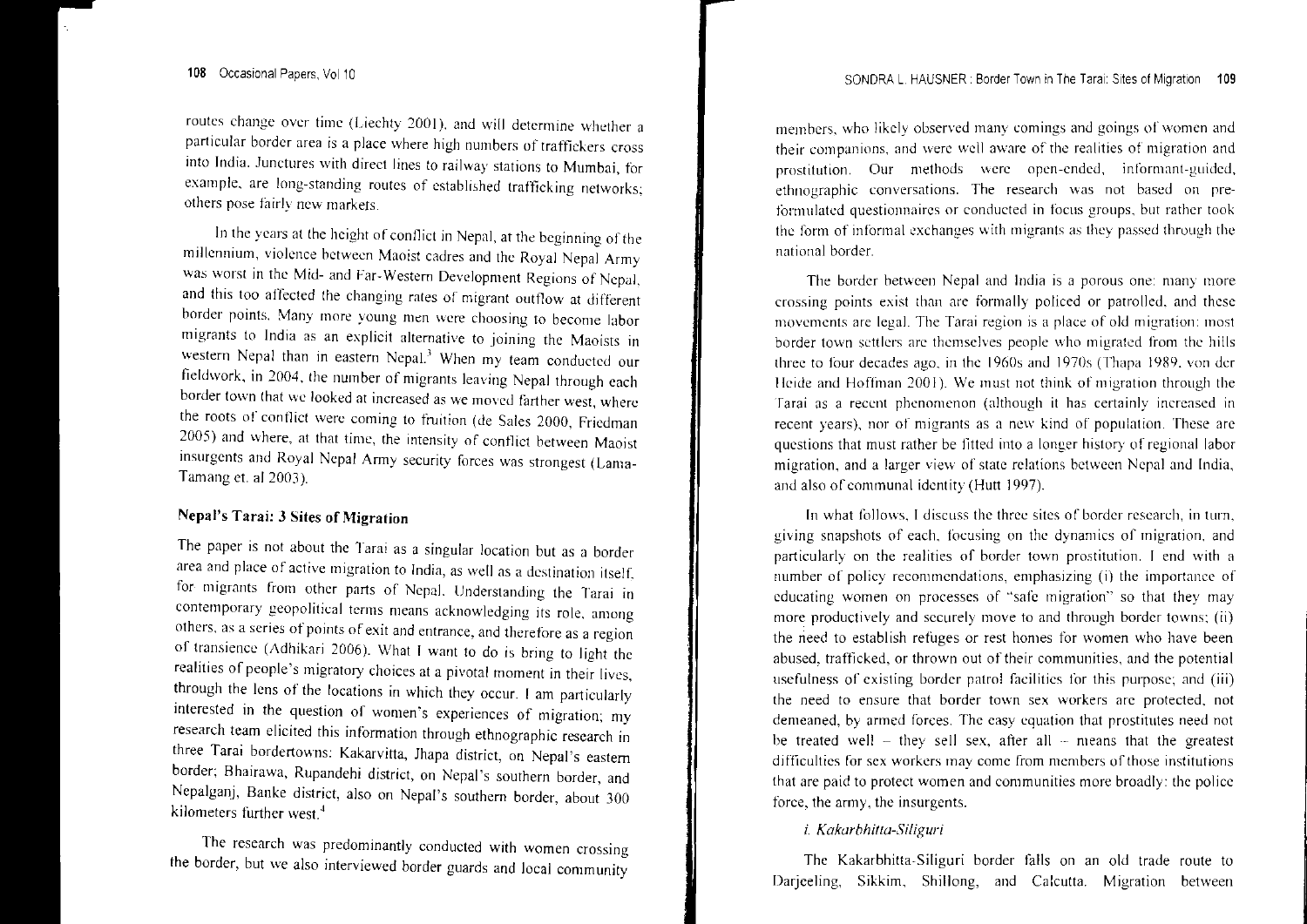routes change over time (Liechty 2001), and will determine whether a particular border area is a place where high numbers of traffickers cross into India. Junctures with direct lines to railway stations to Mumbai, for example, are long-standing routes of established trafficking networks; others pose fairly new markets.

In the years at the height of conflict in Nepal, at the beginning of the millennium, violence between Maoist cadres and the Royal Nepal Army was worst in the Mid- and Far-Western Development Regions of Nepal, and this too affected the changing rates of migrant outflow at different border points. Many more young men were choosing to become labor migrants to India as an explicit alternative to joining the Maoists in western Nepal than in eastern Nepal.[3] When my team conducted our fieldwork, in 2004, the number of migrants leaving Nepal through each border town that we looked at increased as we moved farther west, where the roots of conflict were coming to fruition (de Sales 2000, Friedman 2005) and where, at that time, the intensity of conflict between Maoist insurgents and Royal Nepal Army security forces was strongest (Lama-Tamang et. al 2003).

## Nepal's Tarai: 3 Sites of Migration

The paper is not about the Tarai as a singular location but as a border area and place of active migration to India, as well as a destination itself, for migrants from other parts of Nepal. Understanding the Tarai in contemporary geopolitical terms means acknowledging its role, among others, as a series of points of exit and entrance, and therefore as a region of transience (Adhikari 2006). What I want to do is bring to light the realities of people's migratory choices at a pivotal moment in their lives, through the lens of the locations in which they occur. I am particularly interested in the question of women's experiences of migration; my research team elicited this information through ethnographic research in three Tarai bordertowns: Kakarvitta, Jhapa district, on Nepal's eastern border; Bhairawa, Rupandehi district, on Nepal's southern border, and Nepalganj, Banke district, also on Nepal's southern border, about 300 kilometers further west.[4]

The research was predominantly conducted with women crossing the border, but we also interviewed border guards and local community members, who likely observed many comings and goings of women and their companions, and were well aware of the realities of migration and prostitution. Our methods were open-ended, informant-guided, ethnographic conversations. The research was not based on pre-formulated questionnaires or conducted in focus groups, but rather took the form of informal exchanges with migrants as they passed through the national border.

The border between Nepal and India is a porous one: many more crossing points exist than are formally policed or patrolled, and these movements are legal. The Tarai region is a place of old migration: most border town settlers are themselves people who migrated from the hills three to four decades ago, in the 1960s and 1970s (Thapa 1989, von der Heide and Hoffman 2001). We must not think of migration through the Tarai as a recent phenomenon (although it has certainly increased in recent years), nor of migrants as a new kind of population. These are questions that must rather be fitted into a longer history of regional labor migration, and a larger view of state relations between Nepal and India, and also of communal identity (Hutt 1997).

In what follows, I discuss the three sites of border research, in turn, giving snapshots of each, focusing on the dynamics of migration, and particularly on the realities of border town prostitution. I end with a number of policy recommendations, emphasizing (i) the importance of educating women on processes of "safe migration" so that they may more productively and securely move to and through border towns; (ii) the need to establish refuges or rest homes for women who have been abused, trafficked, or thrown out of their communities, and the potential usefulness of existing border patrol facilities for this purpose; and (iii) the need to ensure that border town sex workers are protected, not demeaned, by armed forces. The easy equation that prostitutes need not be treated well – they sell sex, after all – means that the greatest difficulties for sex workers may come from members of those institutions that are paid to protect women and communities more broadly: the police force, the army, the insurgents.

### *i. Kakarbhitta-Siliguri*

The Kakarbhitta-Siliguri border falls on an old trade route to Darjeeling, Sikkim, Shillong, and Calcutta. Migration between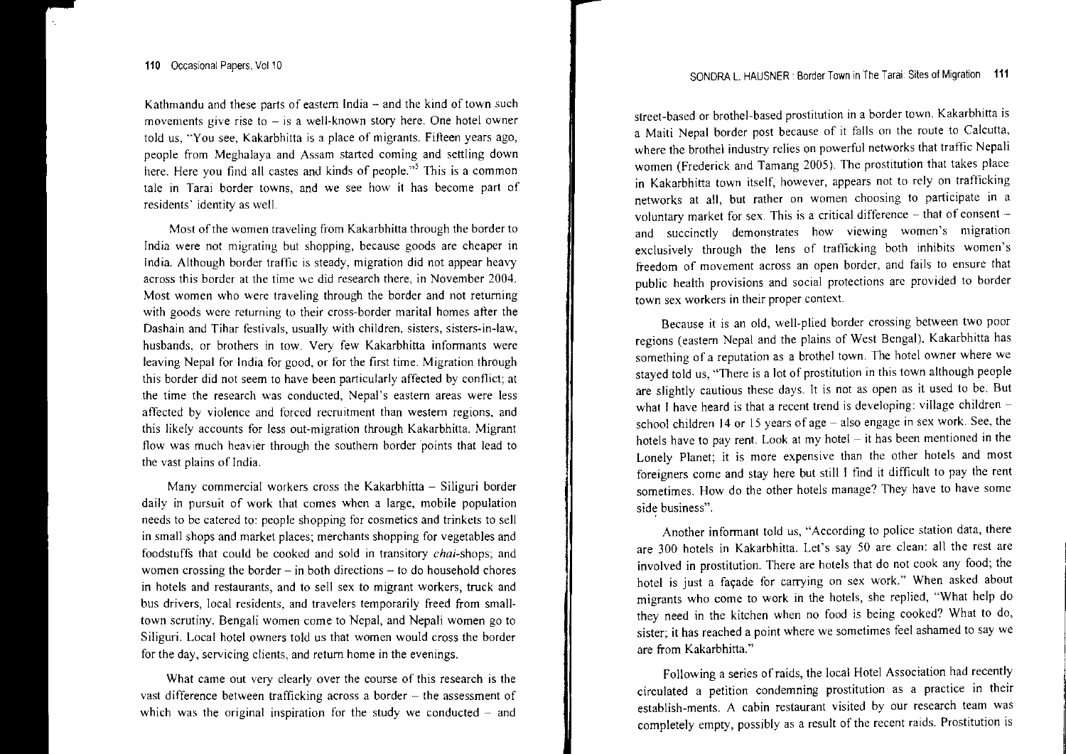Kathmandu and these parts of eastern India – and the kind of town such movements give rise to – is a well-known story here. One hotel owner told us, "You see, Kakarbhitta is a place of migrants. Fifteen years ago, people from Meghalaya and Assam started coming and settling down here. Here you find all castes and kinds of people."[5] This is a common tale in Tarai border towns, and we see how it has become part of residents' identity as well.

Most of the women traveling from Kakarbhitta through the border to India were not migrating but shopping, because goods are cheaper in India. Although border traffic is steady, migration did not appear heavy across this border at the time we did research there, in November 2004. Most women who were traveling through the border and not returning with goods were returning to their cross-border marital homes after the Dashain and Tihar festivals, usually with children, sisters, sisters-in-law, husbands, or brothers in tow. Very few Kakarbhitta informants were leaving Nepal for India for good, or for the first time. Migration through this border did not seem to have been particularly affected by conflict; at the time the research was conducted, Nepal's eastern areas were less affected by violence and forced recruitment than western regions, and this likely accounts for less out-migration through Kakarbhitta. Migrant flow was much heavier through the southern border points that lead to the vast plains of India.

Many commercial workers cross the Kakarbhitta – Siliguri border daily in pursuit of work that comes when a large, mobile population needs to be catered to: people shopping for cosmetics and trinkets to sell in small shops and market places; merchants shopping for vegetables and foodstuffs that could be cooked and sold in transitory *chai*-shops; and women crossing the border – in both directions – to do household chores in hotels and restaurants, and to sell sex to migrant workers, truck and bus drivers, local residents, and travelers temporarily freed from small-town scrutiny. Bengali women come to Nepal, and Nepali women go to Siliguri. Local hotel owners told us that women would cross the border for the day, servicing clients, and return home in the evenings.

What came out very clearly over the course of this research is the vast difference between trafficking across a border – the assessment of which was the original inspiration for the study we conducted – and street-based or brothel-based prostitution in a border town. Kakarbhitta is a Maiti Nepal border post because of it falls on the route to Calcutta, where the brothel industry relies on powerful networks that traffic Nepali women (Frederick and Tamang 2005). The prostitution that takes place in Kakarbhitta town itself, however, appears not to rely on trafficking networks at all, but rather on women choosing to participate in a voluntary market for sex. This is a critical difference – that of consent – and succinctly demonstrates how viewing women's migration exclusively through the lens of trafficking both inhibits women's freedom of movement across an open border, and fails to ensure that public health provisions and social protections are provided to border town sex workers in their proper context.

Because it is an old, well-plied border crossing between two poor regions (eastern Nepal and the plains of West Bengal), Kakarbhitta has something of a reputation as a brothel town. The hotel owner where we stayed told us, "There is a lot of prostitution in this town although people are slightly cautious these days. It is not as open as it used to be. But what I have heard is that a recent trend is developing: village children – school children 14 or 15 years of age – also engage in sex work. See, the hotels have to pay rent. Look at my hotel – it has been mentioned in the Lonely Planet; it is more expensive than the other hotels and most foreigners come and stay here but still I find it difficult to pay the rent sometimes. How do the other hotels manage? They have to have some side business".

Another informant told us, "According to police station data, there are 300 hotels in Kakarbhitta. Let's say 50 are clean: all the rest are involved in prostitution. There are hotels that do not cook any food; the hotel is just a façade for carrying on sex work." When asked about migrants who come to work in the hotels, she replied, "What help do they need in the kitchen when no food is being cooked? What to do, sister; it has reached a point where we sometimes feel ashamed to say we are from Kakarbhitta."

Following a series of raids, the local Hotel Association had recently circulated a petition condemning prostitution as a practice in their establish-ments. A cabin restaurant visited by our research team was completely empty, possibly as a result of the recent raids. Prostitution is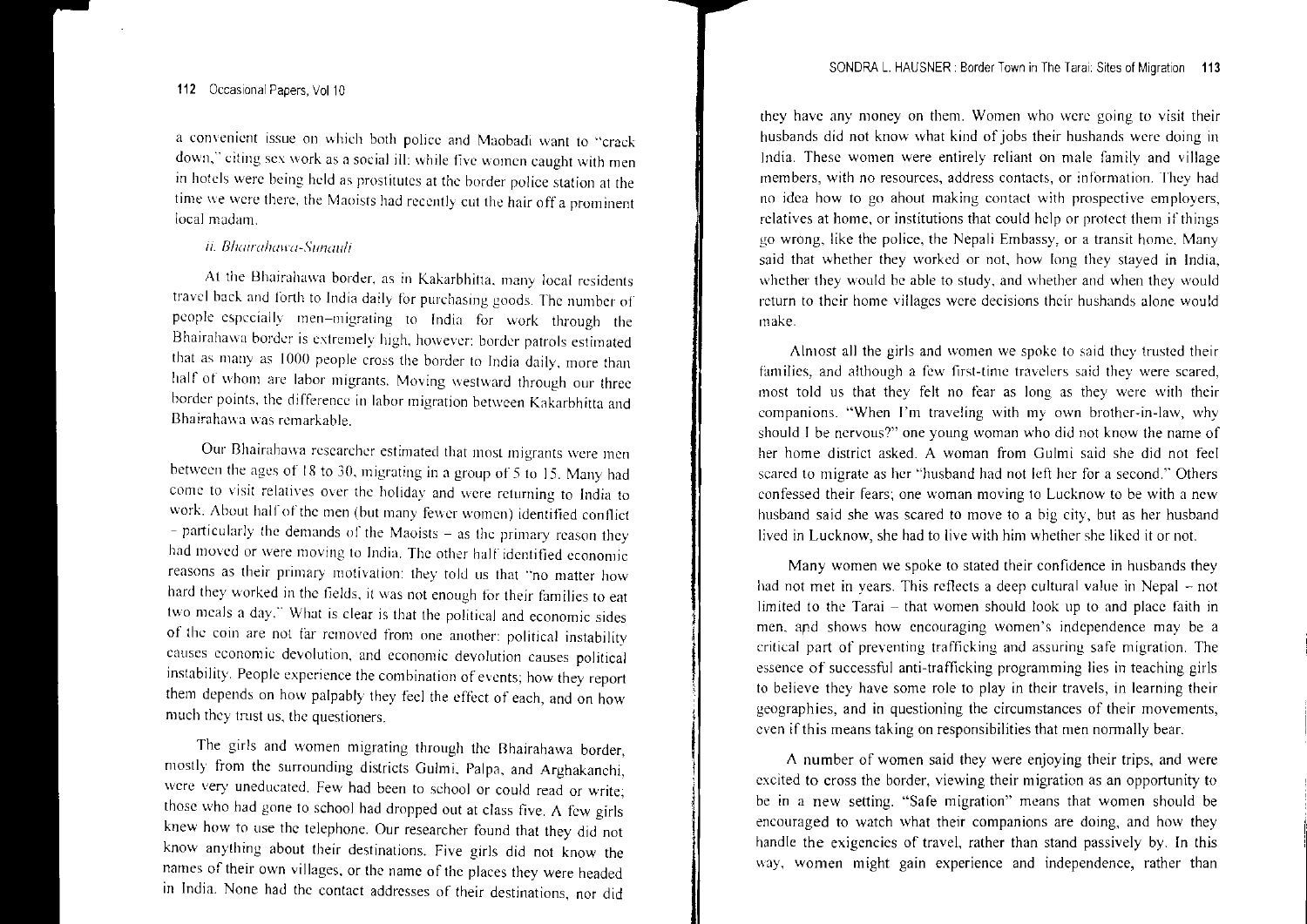a convenient issue on which both police and Maobadi want to "crack down," citing sex work as a social ill: while five women caught with men in hotels were being held as prostitutes at the border police station at the time we were there, the Maoists had recently cut the hair off a prominent local madam.

*ii. Bhairahawa-Sunauli*

At the Bhairahawa border, as in Kakarbhitta, many local residents travel back and forth to India daily for purchasing goods. The number of people especially men–migrating to India for work through the Bhairahawa border is extremely high, however: border patrols estimated that as many as 1000 people cross the border to India daily, more than half of whom are labor migrants. Moving westward through our three border points, the difference in labor migration between Kakarbhitta and Bhairahawa was remarkable.

Our Bhairahawa researcher estimated that most migrants were men between the ages of 18 to 30, migrating in a group of 5 to 15. Many had come to visit relatives over the holiday and were returning to India to work. About half of the men (but many fewer women) identified conflict – particularly the demands of the Maoists – as the primary reason they had moved or were moving to India. The other half identified economic reasons as their primary motivation: they told us that "no matter how hard they worked in the fields, it was not enough for their families to eat two meals a day." What is clear is that the political and economic sides of the coin are not far removed from one another: political instability causes economic devolution, and economic devolution causes political instability. People experience the combination of events; how they report them depends on how palpably they feel the effect of each, and on how much they trust us, the questioners.

The girls and women migrating through the Bhairahawa border, mostly from the surrounding districts Gulmi, Palpa, and Arghakanchi, were very uneducated. Few had been to school or could read or write; those who had gone to school had dropped out at class five. A few girls knew how to use the telephone. Our researcher found that they did not know anything about their destinations. Five girls did not know the names of their own villages, or the name of the places they were headed in India. None had the contact addresses of their destinations, nor did they have any money on them. Women who were going to visit their husbands did not know what kind of jobs their husbands were doing in India. These women were entirely reliant on male family and village members, with no resources, address contacts, or information. They had no idea how to go about making contact with prospective employers, relatives at home, or institutions that could help or protect them if things go wrong, like the police, the Nepali Embassy, or a transit home. Many said that whether they worked or not, how long they stayed in India, whether they would be able to study, and whether and when they would return to their home villages were decisions their husbands alone would make.

Almost all the girls and women we spoke to said they trusted their families, and although a few first-time travelers said they were scared, most told us that they felt no fear as long as they were with their companions. "When I'm traveling with my own brother-in-law, why should I be nervous?" one young woman who did not know the name of her home district asked. A woman from Gulmi said she did not feel scared to migrate as her "husband had not left her for a second." Others confessed their fears; one woman moving to Lucknow to be with a new husband said she was scared to move to a big city, but as her husband lived in Lucknow, she had to live with him whether she liked it or not.

Many women we spoke to stated their confidence in husbands they had not met in years. This reflects a deep cultural value in Nepal – not limited to the Tarai – that women should look up to and place faith in men, and shows how encouraging women's independence may be a critical part of preventing trafficking and assuring safe migration. The essence of successful anti-trafficking programming lies in teaching girls to believe they have some role to play in their travels, in learning their geographies, and in questioning the circumstances of their movements, even if this means taking on responsibilities that men normally bear.

A number of women said they were enjoying their trips, and were excited to cross the border, viewing their migration as an opportunity to be in a new setting. "Safe migration" means that women should be encouraged to watch what their companions are doing, and how they handle the exigencies of travel, rather than stand passively by. In this way, women might gain experience and independence, rather than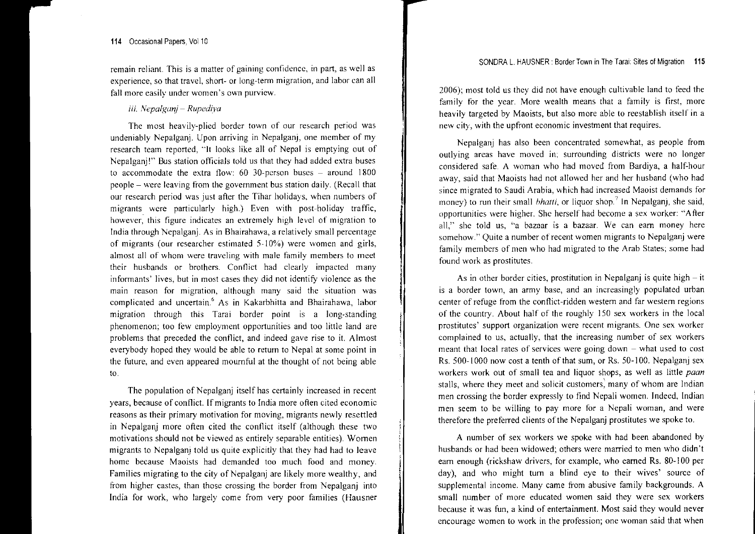remain reliant. This is a matter of gaining confidence, in part, as well as experience, so that travel, short- or long-term migration, and labor can all fall more easily under women's own purview.

*iii. Nepalganj – Rupediya*

The most heavily-plied border town of our research period was undeniably Nepalganj. Upon arriving in Nepalganj, one member of my research team reported, "It looks like all of Nepal is emptying out of Nepalganj!" Bus station officials told us that they had added extra buses to accommodate the extra flow: 60 30-person buses – around 1800 people – were leaving from the government bus station daily. (Recall that our research period was just after the Tihar holidays, when numbers of migrants were particularly high.) Even with post-holiday traffic, however, this figure indicates an extremely high level of migration to India through Nepalganj. As in Bhairahawa, a relatively small percentage of migrants (our researcher estimated 5-10%) were women and girls, almost all of whom were traveling with male family members to meet their husbands or brothers. Conflict had clearly impacted many informants' lives, but in most cases they did not identify violence as the main reason for migration, although many said the situation was complicated and uncertain.[6] As in Kakarbhitta and Bhairahawa, labor migration through this Tarai border point is a long-standing phenomenon; too few employment opportunities and too little land are problems that preceded the conflict, and indeed gave rise to it. Almost everybody hoped they would be able to return to Nepal at some point in the future, and even appeared mournful at the thought of not being able to.

The population of Nepalganj itself has certainly increased in recent years, because of conflict. If migrants to India more often cited economic reasons as their primary motivation for moving, migrants newly resettled in Nepalganj more often cited the conflict itself (although these two motivations should not be viewed as entirely separable entities). Women migrants to Nepalganj told us quite explicitly that they had had to leave home because Maoists had demanded too much food and money. Families migrating to the city of Nepalganj are likely more wealthy, and from higher castes, than those crossing the border from Nepalganj into India for work, who largely come from very poor families (Hausner 2006); most told us they did not have enough cultivable land to feed the family for the year. More wealth means that a family is first, more heavily targeted by Maoists, but also more able to reestablish itself in a new city, with the upfront economic investment that requires.

Nepalganj has also been concentrated somewhat, as people from outlying areas have moved in; surrounding districts were no longer considered safe. A woman who had moved from Bardiya, a half-hour away, said that Maoists had not allowed her and her husband (who had since migrated to Saudi Arabia, which had increased Maoist demands for money) to run their small *bhatti*, or liquor shop.[7] In Nepalganj, she said, opportunities were higher. She herself had become a sex worker: "After all," she told us, "a bazaar is a bazaar. We can earn money here somehow." Quite a number of recent women migrants to Nepalganj were family members of men who had migrated to the Arab States; some had found work as prostitutes.

As in other border cities, prostitution in Nepalganj is quite high – it is a border town, an army base, and an increasingly populated urban center of refuge from the conflict-ridden western and far western regions of the country. About half of the roughly 150 sex workers in the local prostitutes' support organization were recent migrants. One sex worker complained to us, actually, that the increasing number of sex workers meant that local rates of services were going down – what used to cost Rs. 500-1000 now cost a tenth of that sum, or Rs. 50-100. Nepalganj sex workers work out of small tea and liquor shops, as well as little *paan* stalls, where they meet and solicit customers, many of whom are Indian men crossing the border expressly to find Nepali women. Indeed, Indian men seem to be willing to pay more for a Nepali woman, and were therefore the preferred clients of the Nepalganj prostitutes we spoke to.

A number of sex workers we spoke with had been abandoned by husbands or had been widowed; others were married to men who didn't earn enough (rickshaw drivers, for example, who earned Rs. 80-100 per day), and who might turn a blind eye to their wives' source of supplemental income. Many came from abusive family backgrounds. A small number of more educated women said they were sex workers because it was fun, a kind of entertainment. Most said they would never encourage women to work in the profession; one woman said that when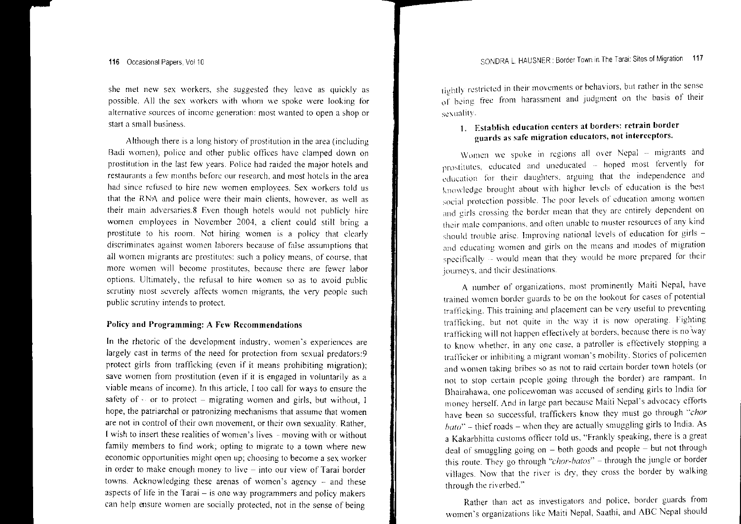she met new sex workers, she suggested they leave as quickly as possible. All the sex workers with whom we spoke were looking for alternative sources of income generation: most wanted to open a shop or start a small business.

Although there is a long history of prostitution in the area (including Badi women), police and other public offices have clamped down on prostitution in the last few years. Police had raided the major hotels and restaurants a few months before our research, and most hotels in the area had since refused to hire new women employees. Sex workers told us that the RNA and police were their main clients, however, as well as their main adversaries.8 Even though hotels would not publicly hire women employees in November 2004, a client could still bring a prostitute to his room. Not hiring women is a policy that clearly discriminates against women laborers because of false assumptions that all women migrants are prostitutes: such a policy means, of course, that more women will become prostitutes, because there are fewer labor options. Ultimately, the refusal to hire women so as to avoid public scrutiny most severely affects women migrants, the very people such public scrutiny intends to protect.

### Policy and Programming: A Few Recommendations

In the rhetoric of the development industry, women's experiences are largely cast in terms of the need for protection from sexual predators:9 protect girls from trafficking (even if it means prohibiting migration); save women from prostitution (even if it is engaged in voluntarily as a viable means of income). In this article, I too call for ways to ensure the safety of – or to protect – migrating women and girls, but without, I hope, the patriarchal or patronizing mechanisms that assume that women are not in control of their own movement, or their own sexuality. Rather, I wish to insert these realities of women's lives – moving with or without family members to find work; opting to migrate to a town where new economic opportunities might open up; choosing to become a sex worker in order to make enough money to live – into our view of Tarai border towns. Acknowledging these arenas of women's agency – and these aspects of life in the Tarai – is one way programmers and policy makers can help ensure women are socially protected, not in the sense of being tightly restricted in their movements or behaviors, but rather in the sense of being free from harassment and judgment on the basis of their sexuality.

1. **Establish education centers at borders: retrain border guards as safe migration educators, not interceptors.**

Women we spoke in regions all over Nepal – migrants and prostitutes, educated and uneducated – hoped most fervently for education for their daughters, arguing that the independence and knowledge brought about with higher levels of education is the best social protection possible. The poor levels of education among women and girls crossing the border mean that they are entirely dependent on their male companions, and often unable to muster resources of any kind should trouble arise. Improving national levels of education for girls – and educating women and girls on the means and modes of migration specifically – would mean that they would be more prepared for their journeys, and their destinations.

A number of organizations, most prominently Maiti Nepal, have trained women border guards to be on the lookout for cases of potential trafficking. This training and placement can be very useful to preventing trafficking, but not quite in the way it is now operating. Fighting trafficking will not happen effectively at borders, because there is no way to know whether, in any one case, a patroller is effectively stopping a trafficker or inhibiting a migrant woman's mobility. Stories of policemen and women taking bribes so as not to raid certain border town hotels (or not to stop certain people going through the border) are rampant. In Bhairahawa, one policewoman was accused of sending girls to India for money herself. And in large part because Maiti Nepal's advocacy efforts have been so successful, traffickers know they must go through "*chor bato*" – thief roads – when they are actually smuggling girls to India. As a Kakarbhitta customs officer told us, "Frankly speaking, there is a great deal of smuggling going on – both goods and people – but not through this route. They go through "*chor-batos*" – through the jungle or border villages. Now that the river is dry, they cross the border by walking through the riverbed."

Rather than act as investigators and police, border guards from women's organizations like Maiti Nepal, Saathi, and ABC Nepal should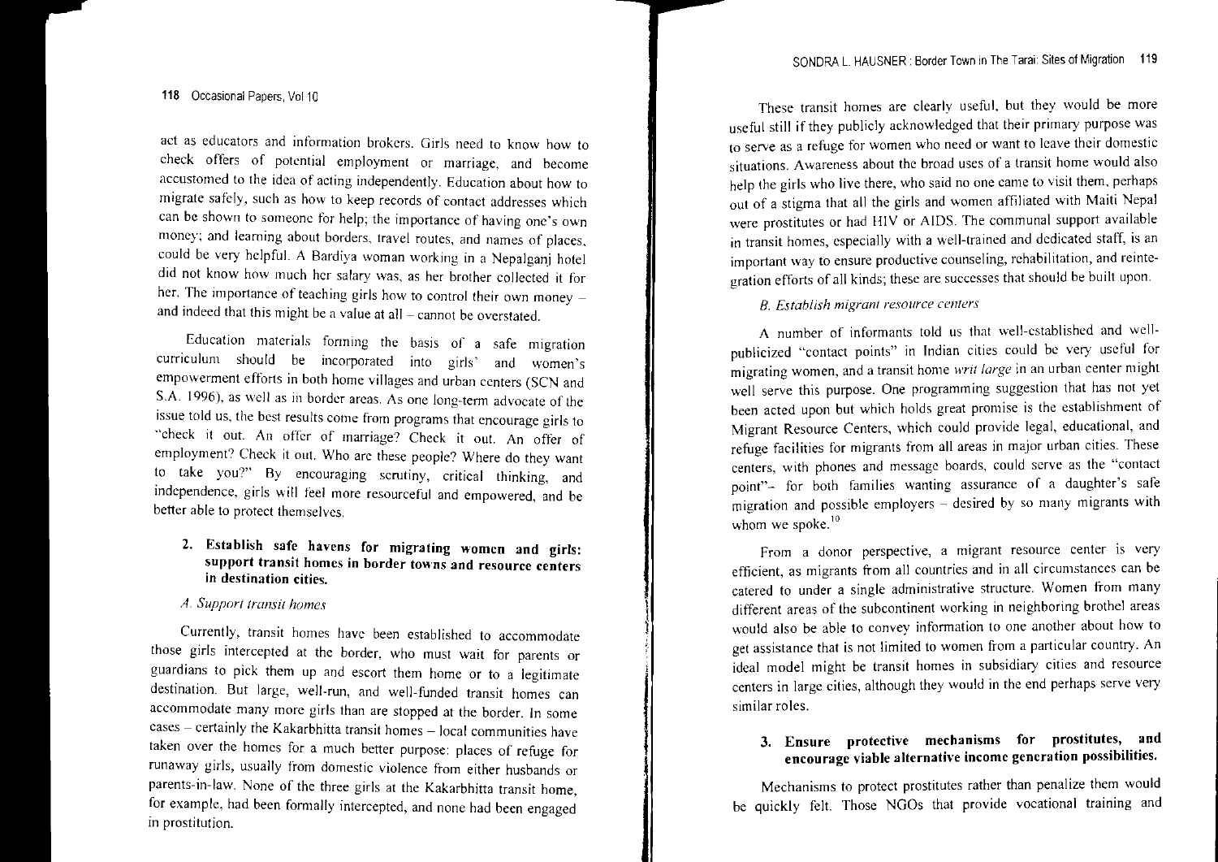act as educators and information brokers. Girls need to know how to check offers of potential employment or marriage, and become accustomed to the idea of acting independently. Education about how to migrate safely, such as how to keep records of contact addresses which can be shown to someone for help; the importance of having one's own money; and learning about borders, travel routes, and names of places, could be very helpful. A Bardiya woman working in a Nepalganj hotel did not know how much her salary was, as her brother collected it for her. The importance of teaching girls how to control their own money – and indeed that this might be a value at all – cannot be overstated.

Education materials forming the basis of a safe migration curriculum should be incorporated into girls' and women's empowerment efforts in both home villages and urban centers (SCN and S.A. 1996), as well as in border areas. As one long-term advocate of the issue told us, the best results come from programs that encourage girls to "check it out. An offer of marriage? Check it out. An offer of employment? Check it out. Who are these people? Where do they want to take you?" By encouraging scrutiny, critical thinking, and independence, girls will feel more resourceful and empowered, and be better able to protect themselves.

**2. Establish safe havens for migrating women and girls: support transit homes in border towns and resource centers in destination cities.**

*A. Support transit homes*

Currently, transit homes have been established to accommodate those girls intercepted at the border, who must wait for parents or guardians to pick them up and escort them home or to a legitimate destination. But large, well-run, and well-funded transit homes can accommodate many more girls than are stopped at the border. In some cases – certainly the Kakarbhitta transit homes – local communities have taken over the homes for a much better purpose: places of refuge for runaway girls, usually from domestic violence from either husbands or parents-in-law. None of the three girls at the Kakarbhitta transit home, for example, had been formally intercepted, and none had been engaged in prostitution.

These transit homes are clearly useful, but they would be more useful still if they publicly acknowledged that their primary purpose was to serve as a refuge for women who need or want to leave their domestic situations. Awareness about the broad uses of a transit home would also help the girls who live there, who said no one came to visit them, perhaps out of a stigma that all the girls and women affiliated with Maiti Nepal were prostitutes or had HIV or AIDS. The communal support available in transit homes, especially with a well-trained and dedicated staff, is an important way to ensure productive counseling, rehabilitation, and reintegration efforts of all kinds; these are successes that should be built upon.

*B. Establish migrant resource centers*

A number of informants told us that well-established and well-publicized "contact points" in Indian cities could be very useful for migrating women, and a transit home *writ large* in an urban center might well serve this purpose. One programming suggestion that has not yet been acted upon but which holds great promise is the establishment of Migrant Resource Centers, which could provide legal, educational, and refuge facilities for migrants from all areas in major urban cities. These centers, with phones and message boards, could serve as the "contact point"– for both families wanting assurance of a daughter's safe migration and possible employers – desired by so many migrants with whom we spoke.[10]

From a donor perspective, a migrant resource center is very efficient, as migrants from all countries and in all circumstances can be catered to under a single administrative structure. Women from many different areas of the subcontinent working in neighboring brothel areas would also be able to convey information to one another about how to get assistance that is not limited to women from a particular country. An ideal model might be transit homes in subsidiary cities and resource centers in large cities, although they would in the end perhaps serve very similar roles.

**3. Ensure protective mechanisms for prostitutes, and encourage viable alternative income generation possibilities.**

Mechanisms to protect prostitutes rather than penalize them would be quickly felt. Those NGOs that provide vocational training and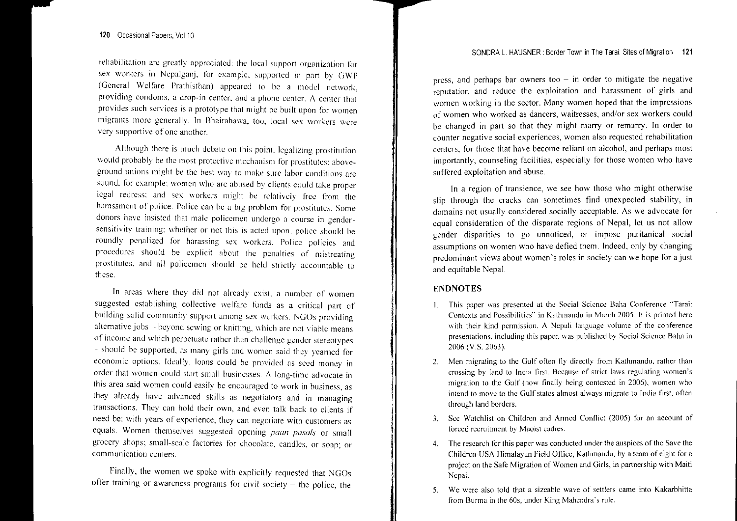rehabilitation are greatly appreciated: the local support organization for sex workers in Nepalganj, for example, supported in part by GWP (General Welfare Prathisthan) appeared to be a model network, providing condoms, a drop-in center, and a phone center. A center that provides such services is a prototype that might be built upon for women migrants more generally. In Bhairahawa, too, local sex workers were very supportive of one another.

Although there is much debate on this point, legalizing prostitution would probably be the most protective mechanism for prostitutes: above-ground unions might be the best way to make sure labor conditions are sound, for example; women who are abused by clients could take proper legal redress; and sex workers might be relatively free from the harassment of police. Police can be a big problem for prostitutes. Some donors have insisted that male policemen undergo a course in gender-sensitivity training; whether or not this is acted upon, police should be roundly penalized for harassing sex workers. Police policies and procedures should be explicit about the penalties of mistreating prostitutes, and all policemen should be held strictly accountable to these.

In areas where they did not already exist, a number of women suggested establishing collective welfare funds as a critical part of building solid community support among sex workers. NGOs providing alternative jobs – beyond sewing or knitting, which are not viable means of income and which perpetuate rather than challenge gender stereotypes – should be supported, as many girls and women said they yearned for economic options. Ideally, loans could be provided as seed money in order that women could start small businesses. A long-time advocate in this area said women could easily be encouraged to work in business, as they already have advanced skills as negotiators and in managing transactions. They can hold their own, and even talk back to clients if need be; with years of experience, they can negotiate with customers as equals. Women themselves suggested opening *paan pasals* or small grocery shops; small-scale factories for chocolate, candles, or soap; or communication centers.

Finally, the women we spoke with explicitly requested that NGOs offer training or awareness programs for civil society – the police, the press, and perhaps bar owners too – in order to mitigate the negative reputation and reduce the exploitation and harassment of girls and women working in the sector. Many women hoped that the impressions of women who worked as dancers, waitresses, and/or sex workers could be changed in part so that they might marry or remarry. In order to counter negative social experiences, women also requested rehabilitation centers, for those that have become reliant on alcohol, and perhaps most importantly, counseling facilities, especially for those women who have suffered exploitation and abuse.

In a region of transience, we see how those who might otherwise slip through the cracks can sometimes find unexpected stability, in domains not usually considered socially acceptable. As we advocate for equal consideration of the disparate regions of Nepal, let us not allow gender disparities to go unnoticed, or impose puritanical social assumptions on women who have defied them. Indeed, only by changing predominant views about women's roles in society can we hope for a just and equitable Nepal.

## ENDNOTES

1. This paper was presented at the Social Science Baha Conference "Tarai: Contexts and Possibilities" in Kathmandu in March 2005. It is printed here with their kind permission. A Nepali language volume of the conference presentations, including this paper, was published by Social Science Baha in 2006 (V.S. 2063).
2. Men migrating to the Gulf often fly directly from Kathmandu, rather than crossing by land to India first. Because of strict laws regulating women's migration to the Gulf (now finally being contested in 2006), women who intend to move to the Gulf states almost always migrate to India first, often through land borders.
3. See Watchlist on Children and Armed Conflict (2005) for an account of forced recruitment by Maoist cadres.
4. The research for this paper was conducted under the auspices of the Save the Children-USA Himalayan Field Office, Kathmandu, by a team of eight for a project on the Safe Migration of Women and Girls, in partnership with Maiti Nepal.
5. We were also told that a sizeable wave of settlers came into Kakarbhitta from Burma in the 60s, under King Mahendra's rule.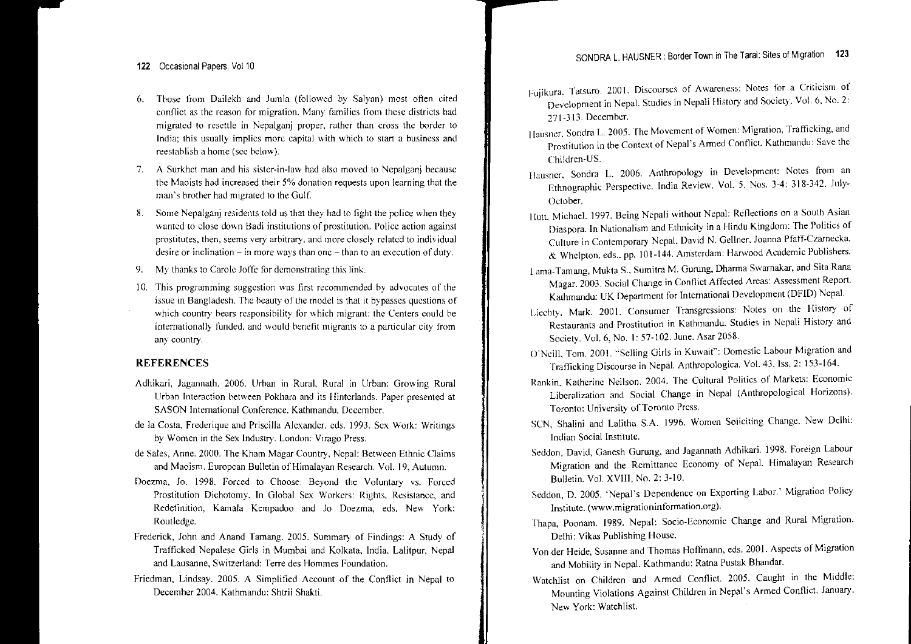6. Those from Dailekh and Jumla (followed by Salyan) most often cited conflict as the reason for migration. Many families from these districts had migrated to resettle in Nepalganj proper, rather than cross the border to India; this usually implies more capital with which to start a business and reestablish a home (see below).

7. A Surkhet man and his sister-in-law had also moved to Nepalganj because the Maoists had increased their 5% donation requests upon learning that the man's brother had migrated to the Gulf.

8. Some Nepalganj residents told us that they had to fight the police when they wanted to close down Badi institutions of prostitution. Police action against prostitutes, then, seems very arbitrary, and more closely related to individual desire or inclination – in more ways than one – than to an execution of duty.

9. My thanks to Carole Joffe for demonstrating this link.

10. This programming suggestion was first recommended by advocates of the issue in Bangladesh. The beauty of the model is that it bypasses questions of which country bears responsibility for which migrant: the Centers could be internationally funded, and would benefit migrants to a particular city from any country.

## REFERENCES

Adhikari, Jagannath. 2006. Urban in Rural, Rural in Urban: Growing Rural Urban Interaction between Pokhara and its Hinterlands. Paper presented at SASON International Conference. Kathmandu, December.

de la Costa, Frederique and Priscilla Alexander, eds. 1993. Sex Work: Writings by Women in the Sex Industry. London: Virago Press.

de Sales, Anne. 2000. The Kham Magar Country, Nepal: Between Ethnic Claims and Maoism. European Bulletin of Himalayan Research. Vol. 19, Autumn.

Doezma, Jo. 1998. Forced to Choose: Beyond the Voluntary vs. Forced Prostitution Dichotomy. In Global Sex Workers: Rights, Resistance, and Redefinition, Kamala Kempadoo and Jo Doezma, eds. New York: Routledge.

Frederick, John and Anand Tamang. 2005. Summary of Findings: A Study of Trafficked Nepalese Girls in Mumbai and Kolkata, India. Lalitpur, Nepal and Lausanne, Switzerland: Terre des Hommes Foundation.

Friedman, Lindsay. 2005. A Simplified Account of the Conflict in Nepal to December 2004. Kathmandu: Shtrii Shakti.

Fujikura, Tatsuro. 2001. Discourses of Awareness: Notes for a Criticism of Development in Nepal. Studies in Nepali History and Society. Vol. 6, No. 2: 271-313. December.

Hausner, Sondra L. 2005. The Movement of Women: Migration, Trafficking, and Prostitution in the Context of Nepal's Armed Conflict. Kathmandu: Save the Children-US.

Hausner, Sondra L. 2006. Anthropology in Development: Notes from an Ethnographic Perspective. India Review. Vol. 5, Nos. 3-4: 318-342. July-October.

Hutt, Michael. 1997. Being Nepali without Nepal: Reflections on a South Asian Diaspora. In Nationalism and Ethnicity in a Hindu Kingdom: The Politics of Culture in Contemporary Nepal, David N. Gellner, Joanna Pfaff-Czarnecka, & Whelpton, eds., pp. 101-144. Amsterdam: Harwood Academic Publishers.

Lama-Tamang, Mukta S., Sumitra M. Gurung, Dharma Swarnakar, and Sita Rana Magar. 2003. Social Change in Conflict Affected Areas: Assessment Report. Kathmandu: UK Department for International Development (DFID) Nepal.

Liechty, Mark. 2001. Consumer Transgressions: Notes on the History of Restaurants and Prostitution in Kathmandu. Studies in Nepali History and Society. Vol. 6, No. 1: 57-102. June. Asar 2058.

O'Neill, Tom. 2001. "Selling Girls in Kuwait": Domestic Labour Migration and Trafficking Discourse in Nepal. Anthropologica. Vol. 43, Iss. 2: 153-164.

Rankin, Katherine Neilson. 2004. The Cultural Politics of Markets: Economic Liberalization and Social Change in Nepal (Anthropological Horizons). Toronto: University of Toronto Press.

SCN, Shalini and Lalitha S.A. 1996. Women Soliciting Change. New Delhi: Indian Social Institute.

Seddon, David, Ganesh Gurung, and Jagannath Adhikari. 1998. Foreign Labour Migration and the Remittance Economy of Nepal. Himalayan Research Bulletin. Vol. XVIII, No. 2: 3-10.

Seddon, D. 2005. 'Nepal's Dependence on Exporting Labor.' Migration Policy Institute. (www.migrationinformation.org).

Thapa, Poonam. 1989. Nepal: Socio-Economic Change and Rural Migration. Delhi: Vikas Publishing House.

Von der Heide, Susanne and Thomas Hoffmann, eds. 2001. Aspects of Migration and Mobility in Nepal. Kathmandu: Ratna Pustak Bhandar.

Watchlist on Children and Armed Conflict. 2005. Caught in the Middle: Mounting Violations Against Children in Nepal's Armed Conflict. January. New York: Watchlist.